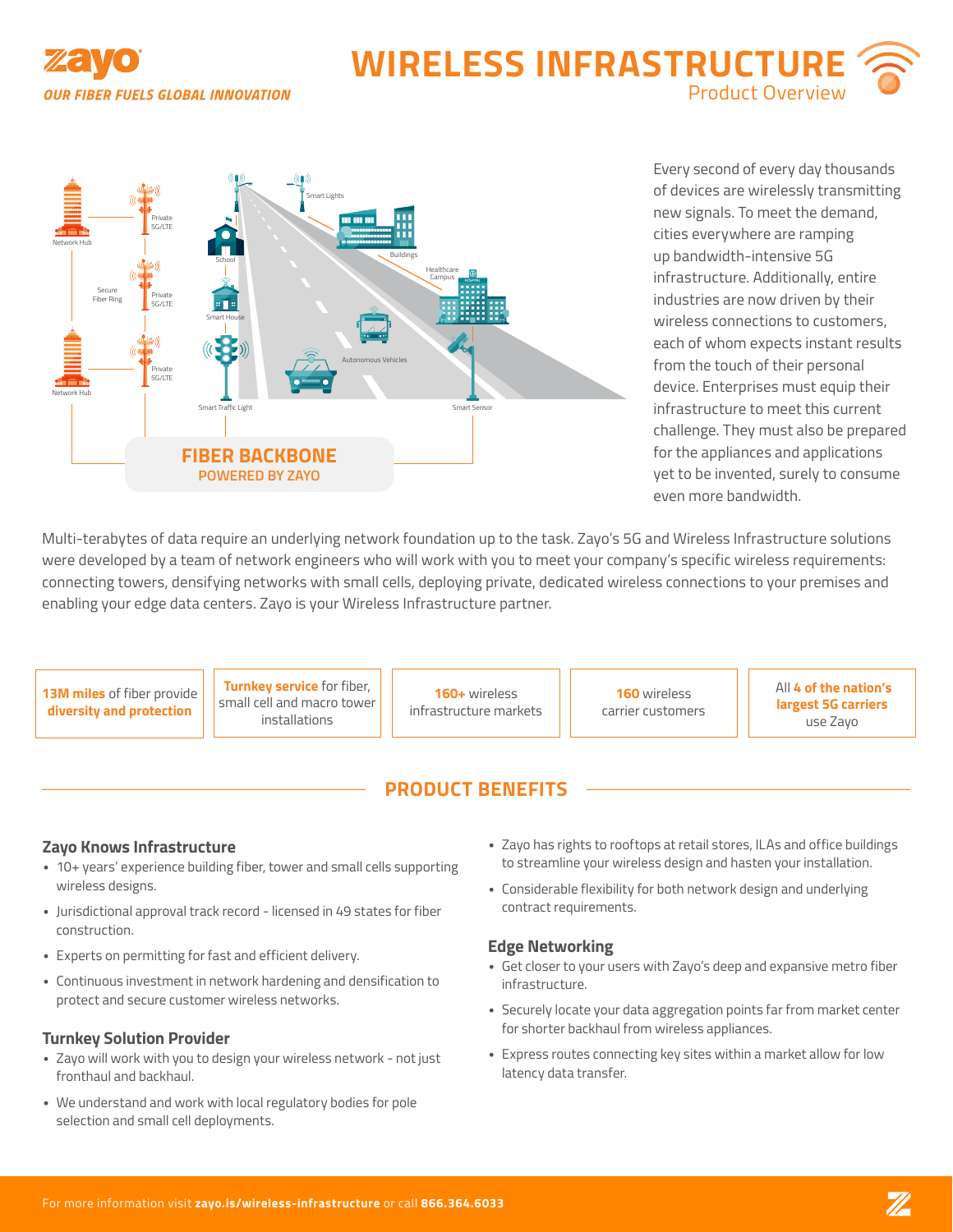zayo

*OUR FIBER FUELS GLOBAL INNOVATION*

# WIRELESS INFRASTRUCTURE

Product Overview

Network Hub

Private 5G/LTE

Secure Fiber Ring

Private 5G/LTE

Network Hub

Private 5G/LTE

School

Smart House

Smart Traffic Light

Smart Lights

Buildings

Healthcare Campus

Autonomous Vehicles

Smart Sensor

**FIBER BACKBONE**
**POWERED BY ZAYO**

Every second of every day thousands of devices are wirelessly transmitting new signals. To meet the demand, cities everywhere are ramping up bandwidth-intensive 5G infrastructure. Additionally, entire industries are now driven by their wireless connections to customers, each of whom expects instant results from the touch of their personal device. Enterprises must equip their infrastructure to meet this current challenge. They must also be prepared for the appliances and applications yet to be invented, surely to consume even more bandwidth.

Multi-terabytes of data require an underlying network foundation up to the task. Zayo's 5G and Wireless Infrastructure solutions were developed by a team of network engineers who will work with you to meet your company's specific wireless requirements: connecting towers, densifying networks with small cells, deploying private, dedicated wireless connections to your premises and enabling your edge data centers. Zayo is your Wireless Infrastructure partner.

- **13M miles** of fiber provide **diversity and protection**
- **Turnkey service** for fiber, small cell and macro tower installations
- **160+** wireless infrastructure markets
- **160** wireless carrier customers
- All **4 of the nation's largest 5G carriers** use Zayo

## PRODUCT BENEFITS

### Zayo Knows Infrastructure

- 10+ years' experience building fiber, tower and small cells supporting wireless designs.
- Jurisdictional approval track record - licensed in 49 states for fiber construction.
- Experts on permitting for fast and efficient delivery.
- Continuous investment in network hardening and densification to protect and secure customer wireless networks.

### Turnkey Solution Provider

- Zayo will work with you to design your wireless network - not just fronthaul and backhaul.
- We understand and work with local regulatory bodies for pole selection and small cell deployments.
- Zayo has rights to rooftops at retail stores, ILAs and office buildings to streamline your wireless design and hasten your installation.
- Considerable flexibility for both network design and underlying contract requirements.

### Edge Networking

- Get closer to your users with Zayo's deep and expansive metro fiber infrastructure.
- Securely locate your data aggregation points far from market center for shorter backhaul from wireless appliances.
- Express routes connecting key sites within a market allow for low latency data transfer.

For more information visit **zayo.is/wireless-infrastructure** or call **866.364.6033**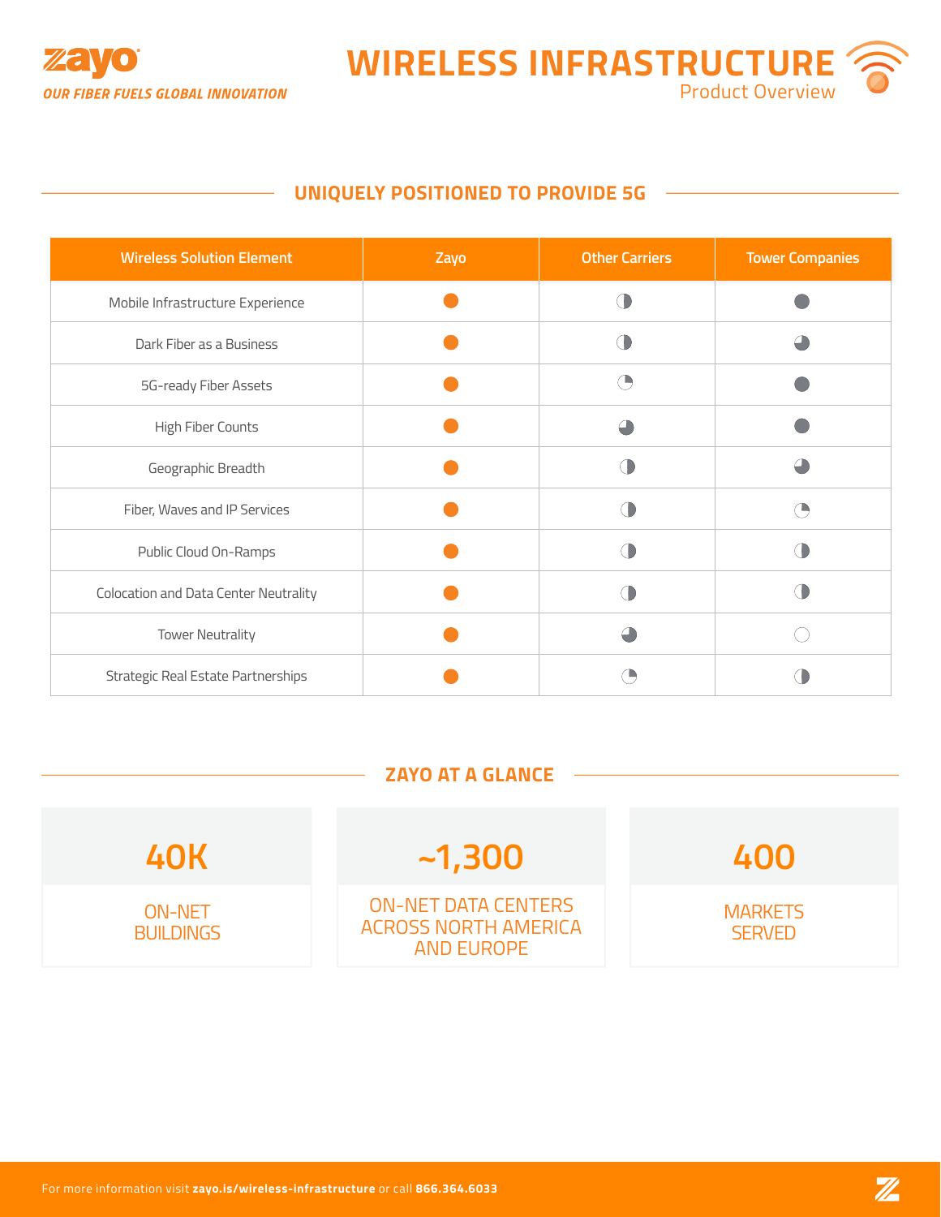**zayo**

*OUR FIBER FUELS GLOBAL INNOVATION*

# WIRELESS INFRASTRUCTURE

Product Overview

## UNIQUELY POSITIONED TO PROVIDE 5G

| Wireless Solution Element | Zayo | Other Carriers | Tower Companies |
|---|---|---|---|
| Mobile Infrastructure Experience | ● | ◑ | ● |
| Dark Fiber as a Business | ● | ◑ | ◕ |
| 5G-ready Fiber Assets | ● | ◔ | ● |
| High Fiber Counts | ● | ◕ | ● |
| Geographic Breadth | ● | ◑ | ◕ |
| Fiber, Waves and IP Services | ● | ◑ | ◔ |
| Public Cloud On-Ramps | ● | ◑ | ◑ |
| Colocation and Data Center Neutrality | ● | ◑ | ◑ |
| Tower Neutrality | ● | ◕ | ○ |
| Strategic Real Estate Partnerships | ● | ◔ | ◑ |

## ZAYO AT A GLANCE

**40K**
ON-NET BUILDINGS

**~1,300**
ON-NET DATA CENTERS ACROSS NORTH AMERICA AND EUROPE

**400**
MARKETS SERVED

For more information visit **zayo.is/wireless-infrastructure** or call **866.364.6033**